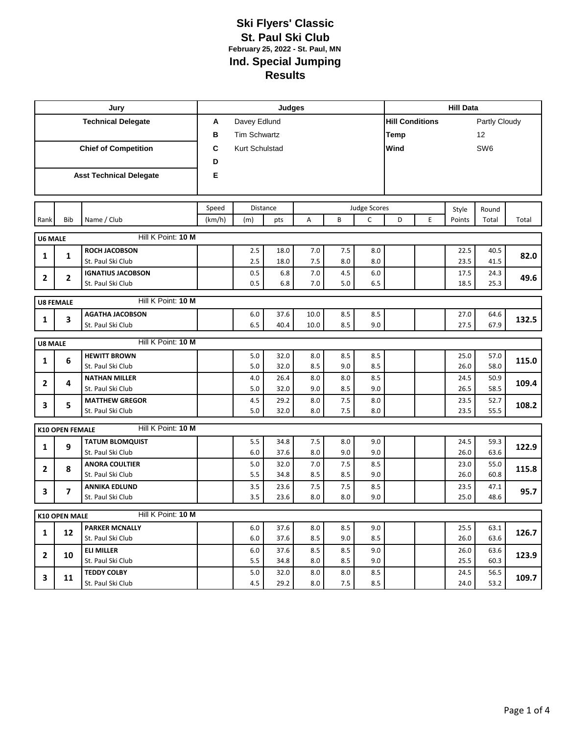# Ski Flyers' Classic

## St. Paul Ski Club

**February 25, 2022 - St. Paul, MN**

## Ind. Special Jumping

## Results

| Jury | Judges | | Hill Data | |
|---|---|---|---|---|
| **Technical Delegate** | A | Davey Edlund | **Hill Conditions** | Partly Cloudy |
| | B | Tim Schwartz | **Temp** | 12 |
| **Chief of Competition** | C | Kurt Schulstad | **Wind** | SW6 |
| | D | | | |
| **Asst Technical Delegate** | E | | | |

| Rank | Bib | Name / Club | Speed (km/h) | Distance (m) | Distance pts | Judge Scores A | B | C | D | E | Style Points | Round Total | Total |
|---|---|---|---|---|---|---|---|---|---|---|---|---|---|
| **U6 MALE** | | Hill K Point: **10 M** | | | | | | | | | | | |
| 1 | 1 | **ROCH JACOBSON** | | 2.5 | 18.0 | 7.0 | 7.5 | 8.0 | | | 22.5 | 40.5 | **82.0** |
| | | St. Paul Ski Club | | 2.5 | 18.0 | 7.5 | 8.0 | 8.0 | | | 23.5 | 41.5 | |
| 2 | 2 | **IGNATIUS JACOBSON** | | 0.5 | 6.8 | 7.0 | 4.5 | 6.0 | | | 17.5 | 24.3 | **49.6** |
| | | St. Paul Ski Club | | 0.5 | 6.8 | 7.0 | 5.0 | 6.5 | | | 18.5 | 25.3 | |
| **U8 FEMALE** | | Hill K Point: **10 M** | | | | | | | | | | | |
| 1 | 3 | **AGATHA JACOBSON** | | 6.0 | 37.6 | 10.0 | 8.5 | 8.5 | | | 27.0 | 64.6 | **132.5** |
| | | St. Paul Ski Club | | 6.5 | 40.4 | 10.0 | 8.5 | 9.0 | | | 27.5 | 67.9 | |
| **U8 MALE** | | Hill K Point: **10 M** | | | | | | | | | | | |
| 1 | 6 | **HEWITT BROWN** | | 5.0 | 32.0 | 8.0 | 8.5 | 8.5 | | | 25.0 | 57.0 | **115.0** |
| | | St. Paul Ski Club | | 5.0 | 32.0 | 8.5 | 9.0 | 8.5 | | | 26.0 | 58.0 | |
| 2 | 4 | **NATHAN MILLER** | | 4.0 | 26.4 | 8.0 | 8.0 | 8.5 | | | 24.5 | 50.9 | **109.4** |
| | | St. Paul Ski Club | | 5.0 | 32.0 | 9.0 | 8.5 | 9.0 | | | 26.5 | 58.5 | |
| 3 | 5 | **MATTHEW GREGOR** | | 4.5 | 29.2 | 8.0 | 7.5 | 8.0 | | | 23.5 | 52.7 | **108.2** |
| | | St. Paul Ski Club | | 5.0 | 32.0 | 8.0 | 7.5 | 8.0 | | | 23.5 | 55.5 | |
| **K10 OPEN FEMALE** | | Hill K Point: **10 M** | | | | | | | | | | | |
| 1 | 9 | **TATUM BLOMQUIST** | | 5.5 | 34.8 | 7.5 | 8.0 | 9.0 | | | 24.5 | 59.3 | **122.9** |
| | | St. Paul Ski Club | | 6.0 | 37.6 | 8.0 | 9.0 | 9.0 | | | 26.0 | 63.6 | |
| 2 | 8 | **ANORA COULTIER** | | 5.0 | 32.0 | 7.0 | 7.5 | 8.5 | | | 23.0 | 55.0 | **115.8** |
| | | St. Paul Ski Club | | 5.5 | 34.8 | 8.5 | 8.5 | 9.0 | | | 26.0 | 60.8 | |
| 3 | 7 | **ANNIKA EDLUND** | | 3.5 | 23.6 | 7.5 | 7.5 | 8.5 | | | 23.5 | 47.1 | **95.7** |
| | | St. Paul Ski Club | | 3.5 | 23.6 | 8.0 | 8.0 | 9.0 | | | 25.0 | 48.6 | |
| **K10 OPEN MALE** | | Hill K Point: **10 M** | | | | | | | | | | | |
| 1 | 12 | **PARKER MCNALLY** | | 6.0 | 37.6 | 8.0 | 8.5 | 9.0 | | | 25.5 | 63.1 | **126.7** |
| | | St. Paul Ski Club | | 6.0 | 37.6 | 8.5 | 9.0 | 8.5 | | | 26.0 | 63.6 | |
| 2 | 10 | **ELI MILLER** | | 6.0 | 37.6 | 8.5 | 8.5 | 9.0 | | | 26.0 | 63.6 | **123.9** |
| | | St. Paul Ski Club | | 5.5 | 34.8 | 8.0 | 8.5 | 9.0 | | | 25.5 | 60.3 | |
| 3 | 11 | **TEDDY COLBY** | | 5.0 | 32.0 | 8.0 | 8.0 | 8.5 | | | 24.5 | 56.5 | **109.7** |
| | | St. Paul Ski Club | | 4.5 | 29.2 | 8.0 | 7.5 | 8.5 | | | 24.0 | 53.2 | |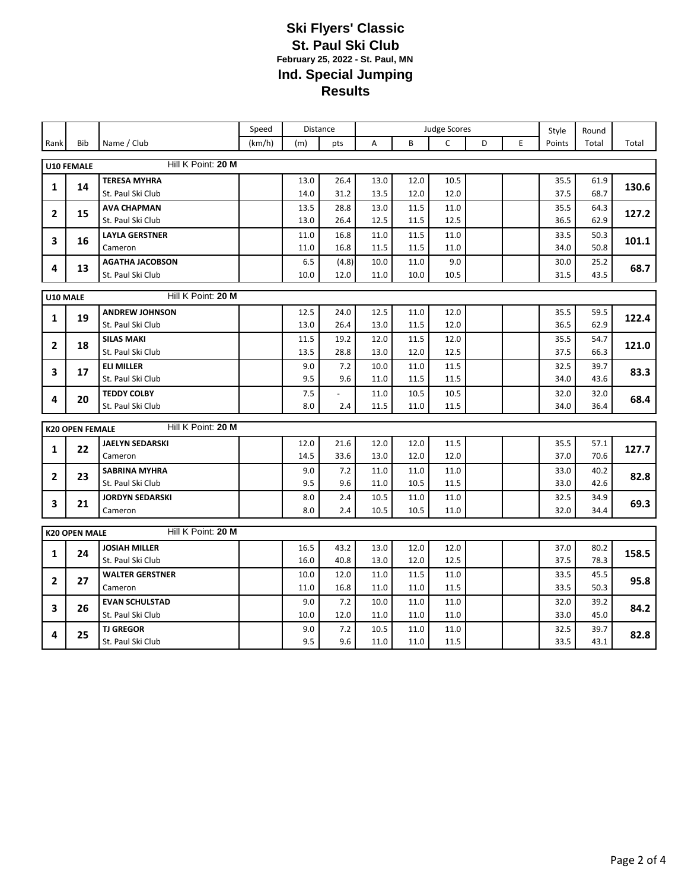# Ski Flyers' Classic

## St. Paul Ski Club

**February 25, 2022 - St. Paul, MN**

## Ind. Special Jumping

## Results

| Rank | Bib | Name / Club | Speed (km/h) | Distance (m) | Distance pts | A | B | C | D | E | Style Points | Round Total | Total |
|---|---|---|---|---|---|---|---|---|---|---|---|---|---|
| **U10 FEMALE** | | Hill K Point: **20 M** | | | | | | | | | | | |
| **1** | **14** | **TERESA MYHRA** | | 13.0 | 26.4 | 13.0 | 12.0 | 10.5 | | | 35.5 | 61.9 | **130.6** |
| | | St. Paul Ski Club | | 14.0 | 31.2 | 13.5 | 12.0 | 12.0 | | | 37.5 | 68.7 | |
| **2** | **15** | **AVA CHAPMAN** | | 13.5 | 28.8 | 13.0 | 11.5 | 11.0 | | | 35.5 | 64.3 | **127.2** |
| | | St. Paul Ski Club | | 13.0 | 26.4 | 12.5 | 11.5 | 12.5 | | | 36.5 | 62.9 | |
| **3** | **16** | **LAYLA GERSTNER** | | 11.0 | 16.8 | 11.0 | 11.5 | 11.0 | | | 33.5 | 50.3 | **101.1** |
| | | Cameron | | 11.0 | 16.8 | 11.5 | 11.5 | 11.0 | | | 34.0 | 50.8 | |
| **4** | **13** | **AGATHA JACOBSON** | | 6.5 | (4.8) | 10.0 | 11.0 | 9.0 | | | 30.0 | 25.2 | **68.7** |
| | | St. Paul Ski Club | | 10.0 | 12.0 | 11.0 | 10.0 | 10.5 | | | 31.5 | 43.5 | |
| **U10 MALE** | | Hill K Point: **20 M** | | | | | | | | | | | |
| **1** | **19** | **ANDREW JOHNSON** | | 12.5 | 24.0 | 12.5 | 11.0 | 12.0 | | | 35.5 | 59.5 | **122.4** |
| | | St. Paul Ski Club | | 13.0 | 26.4 | 13.0 | 11.5 | 12.0 | | | 36.5 | 62.9 | |
| **2** | **18** | **SILAS MAKI** | | 11.5 | 19.2 | 12.0 | 11.5 | 12.0 | | | 35.5 | 54.7 | **121.0** |
| | | St. Paul Ski Club | | 13.5 | 28.8 | 13.0 | 12.0 | 12.5 | | | 37.5 | 66.3 | |
| **3** | **17** | **ELI MILLER** | | 9.0 | 7.2 | 10.0 | 11.0 | 11.5 | | | 32.5 | 39.7 | **83.3** |
| | | St. Paul Ski Club | | 9.5 | 9.6 | 11.0 | 11.5 | 11.5 | | | 34.0 | 43.6 | |
| **4** | **20** | **TEDDY COLBY** | | 7.5 | - | 11.0 | 10.5 | 10.5 | | | 32.0 | 32.0 | **68.4** |
| | | St. Paul Ski Club | | 8.0 | 2.4 | 11.5 | 11.0 | 11.5 | | | 34.0 | 36.4 | |
| **K20 OPEN FEMALE** | | Hill K Point: **20 M** | | | | | | | | | | | |
| **1** | **22** | **JAELYN SEDARSKI** | | 12.0 | 21.6 | 12.0 | 12.0 | 11.5 | | | 35.5 | 57.1 | **127.7** |
| | | Cameron | | 14.5 | 33.6 | 13.0 | 12.0 | 12.0 | | | 37.0 | 70.6 | |
| **2** | **23** | **SABRINA MYHRA** | | 9.0 | 7.2 | 11.0 | 11.0 | 11.0 | | | 33.0 | 40.2 | **82.8** |
| | | St. Paul Ski Club | | 9.5 | 9.6 | 11.0 | 10.5 | 11.5 | | | 33.0 | 42.6 | |
| **3** | **21** | **JORDYN SEDARSKI** | | 8.0 | 2.4 | 10.5 | 11.0 | 11.0 | | | 32.5 | 34.9 | **69.3** |
| | | Cameron | | 8.0 | 2.4 | 10.5 | 10.5 | 11.0 | | | 32.0 | 34.4 | |
| **K20 OPEN MALE** | | Hill K Point: **20 M** | | | | | | | | | | | |
| **1** | **24** | **JOSIAH MILLER** | | 16.5 | 43.2 | 13.0 | 12.0 | 12.0 | | | 37.0 | 80.2 | **158.5** |
| | | St. Paul Ski Club | | 16.0 | 40.8 | 13.0 | 12.0 | 12.5 | | | 37.5 | 78.3 | |
| **2** | **27** | **WALTER GERSTNER** | | 10.0 | 12.0 | 11.0 | 11.5 | 11.0 | | | 33.5 | 45.5 | **95.8** |
| | | Cameron | | 11.0 | 16.8 | 11.0 | 11.0 | 11.5 | | | 33.5 | 50.3 | |
| **3** | **26** | **EVAN SCHULSTAD** | | 9.0 | 7.2 | 10.0 | 11.0 | 11.0 | | | 32.0 | 39.2 | **84.2** |
| | | St. Paul Ski Club | | 10.0 | 12.0 | 11.0 | 11.0 | 11.0 | | | 33.0 | 45.0 | |
| **4** | **25** | **TJ GREGOR** | | 9.0 | 7.2 | 10.5 | 11.0 | 11.0 | | | 32.5 | 39.7 | **82.8** |
| | | St. Paul Ski Club | | 9.5 | 9.6 | 11.0 | 11.0 | 11.5 | | | 33.5 | 43.1 | |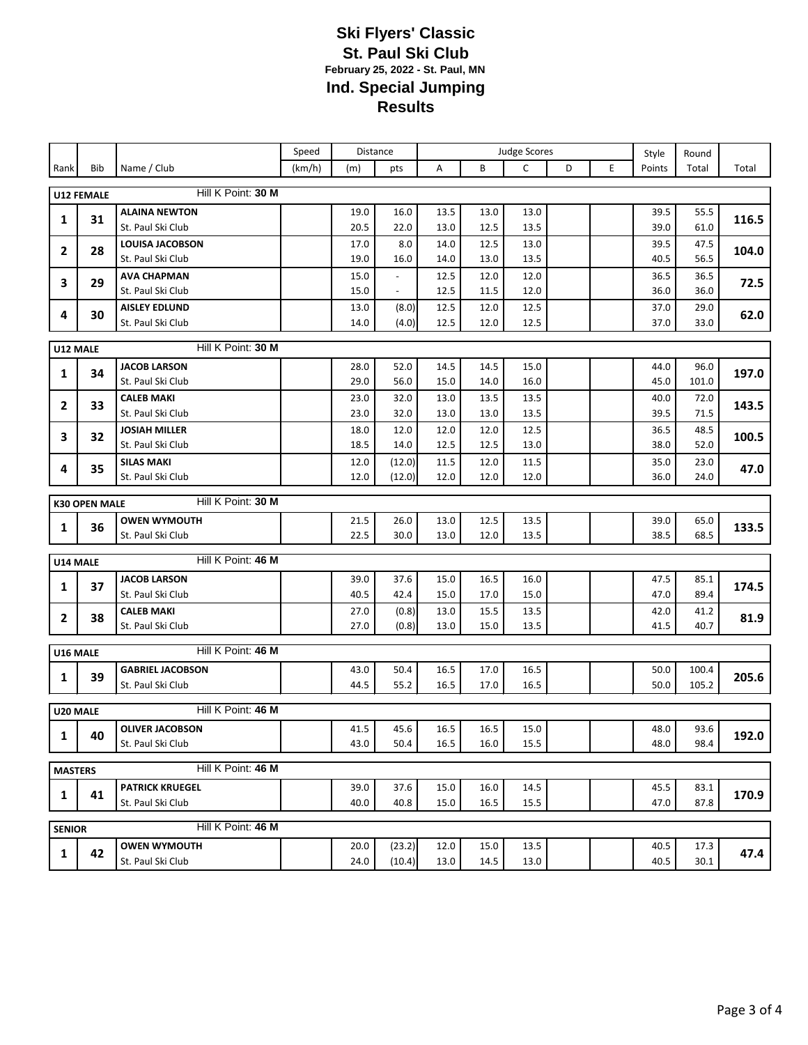# Ski Flyers' Classic

## St. Paul Ski Club

**February 25, 2022 - St. Paul, MN**

## Ind. Special Jumping

## Results

| Rank | Bib | Name / Club | Speed (km/h) | Distance (m) | Distance pts | A | B | C | D | E | Style Points | Round Total | Total |
|---|---|---|---|---|---|---|---|---|---|---|---|---|---|
| **U12 FEMALE** | | Hill K Point: **30 M** | | | | | | | | | | | |
| **1** | **31** | **ALAINA NEWTON** | | 19.0 | 16.0 | 13.5 | 13.0 | 13.0 | | | 39.5 | 55.5 | **116.5** |
| | | St. Paul Ski Club | | 20.5 | 22.0 | 13.0 | 12.5 | 13.5 | | | 39.0 | 61.0 | |
| **2** | **28** | **LOUISA JACOBSON** | | 17.0 | 8.0 | 14.0 | 12.5 | 13.0 | | | 39.5 | 47.5 | **104.0** |
| | | St. Paul Ski Club | | 19.0 | 16.0 | 14.0 | 13.0 | 13.5 | | | 40.5 | 56.5 | |
| **3** | **29** | **AVA CHAPMAN** | | 15.0 | - | 12.5 | 12.0 | 12.0 | | | 36.5 | 36.5 | **72.5** |
| | | St. Paul Ski Club | | 15.0 | - | 12.5 | 11.5 | 12.0 | | | 36.0 | 36.0 | |
| **4** | **30** | **AISLEY EDLUND** | | 13.0 | (8.0) | 12.5 | 12.0 | 12.5 | | | 37.0 | 29.0 | **62.0** |
| | | St. Paul Ski Club | | 14.0 | (4.0) | 12.5 | 12.0 | 12.5 | | | 37.0 | 33.0 | |
| **U12 MALE** | | Hill K Point: **30 M** | | | | | | | | | | | |
| **1** | **34** | **JACOB LARSON** | | 28.0 | 52.0 | 14.5 | 14.5 | 15.0 | | | 44.0 | 96.0 | **197.0** |
| | | St. Paul Ski Club | | 29.0 | 56.0 | 15.0 | 14.0 | 16.0 | | | 45.0 | 101.0 | |
| **2** | **33** | **CALEB MAKI** | | 23.0 | 32.0 | 13.0 | 13.5 | 13.5 | | | 40.0 | 72.0 | **143.5** |
| | | St. Paul Ski Club | | 23.0 | 32.0 | 13.0 | 13.0 | 13.5 | | | 39.5 | 71.5 | |
| **3** | **32** | **JOSIAH MILLER** | | 18.0 | 12.0 | 12.0 | 12.0 | 12.5 | | | 36.5 | 48.5 | **100.5** |
| | | St. Paul Ski Club | | 18.5 | 14.0 | 12.5 | 12.5 | 13.0 | | | 38.0 | 52.0 | |
| **4** | **35** | **SILAS MAKI** | | 12.0 | (12.0) | 11.5 | 12.0 | 11.5 | | | 35.0 | 23.0 | **47.0** |
| | | St. Paul Ski Club | | 12.0 | (12.0) | 12.0 | 12.0 | 12.0 | | | 36.0 | 24.0 | |
| **K30 OPEN MALE** | | Hill K Point: **30 M** | | | | | | | | | | | |
| **1** | **36** | **OWEN WYMOUTH** | | 21.5 | 26.0 | 13.0 | 12.5 | 13.5 | | | 39.0 | 65.0 | **133.5** |
| | | St. Paul Ski Club | | 22.5 | 30.0 | 13.0 | 12.0 | 13.5 | | | 38.5 | 68.5 | |
| **U14 MALE** | | Hill K Point: **46 M** | | | | | | | | | | | |
| **1** | **37** | **JACOB LARSON** | | 39.0 | 37.6 | 15.0 | 16.5 | 16.0 | | | 47.5 | 85.1 | **174.5** |
| | | St. Paul Ski Club | | 40.5 | 42.4 | 15.0 | 17.0 | 15.0 | | | 47.0 | 89.4 | |
| **2** | **38** | **CALEB MAKI** | | 27.0 | (0.8) | 13.0 | 15.5 | 13.5 | | | 42.0 | 41.2 | **81.9** |
| | | St. Paul Ski Club | | 27.0 | (0.8) | 13.0 | 15.0 | 13.5 | | | 41.5 | 40.7 | |
| **U16 MALE** | | Hill K Point: **46 M** | | | | | | | | | | | |
| **1** | **39** | **GABRIEL JACOBSON** | | 43.0 | 50.4 | 16.5 | 17.0 | 16.5 | | | 50.0 | 100.4 | **205.6** |
| | | St. Paul Ski Club | | 44.5 | 55.2 | 16.5 | 17.0 | 16.5 | | | 50.0 | 105.2 | |
| **U20 MALE** | | Hill K Point: **46 M** | | | | | | | | | | | |
| **1** | **40** | **OLIVER JACOBSON** | | 41.5 | 45.6 | 16.5 | 16.5 | 15.0 | | | 48.0 | 93.6 | **192.0** |
| | | St. Paul Ski Club | | 43.0 | 50.4 | 16.5 | 16.0 | 15.5 | | | 48.0 | 98.4 | |
| **MASTERS** | | Hill K Point: **46 M** | | | | | | | | | | | |
| **1** | **41** | **PATRICK KRUEGEL** | | 39.0 | 37.6 | 15.0 | 16.0 | 14.5 | | | 45.5 | 83.1 | **170.9** |
| | | St. Paul Ski Club | | 40.0 | 40.8 | 15.0 | 16.5 | 15.5 | | | 47.0 | 87.8 | |
| **SENIOR** | | Hill K Point: **46 M** | | | | | | | | | | | |
| **1** | **42** | **OWEN WYMOUTH** | | 20.0 | (23.2) | 12.0 | 15.0 | 13.5 | | | 40.5 | 17.3 | **47.4** |
| | | St. Paul Ski Club | | 24.0 | (10.4) | 13.0 | 14.5 | 13.0 | | | 40.5 | 30.1 | |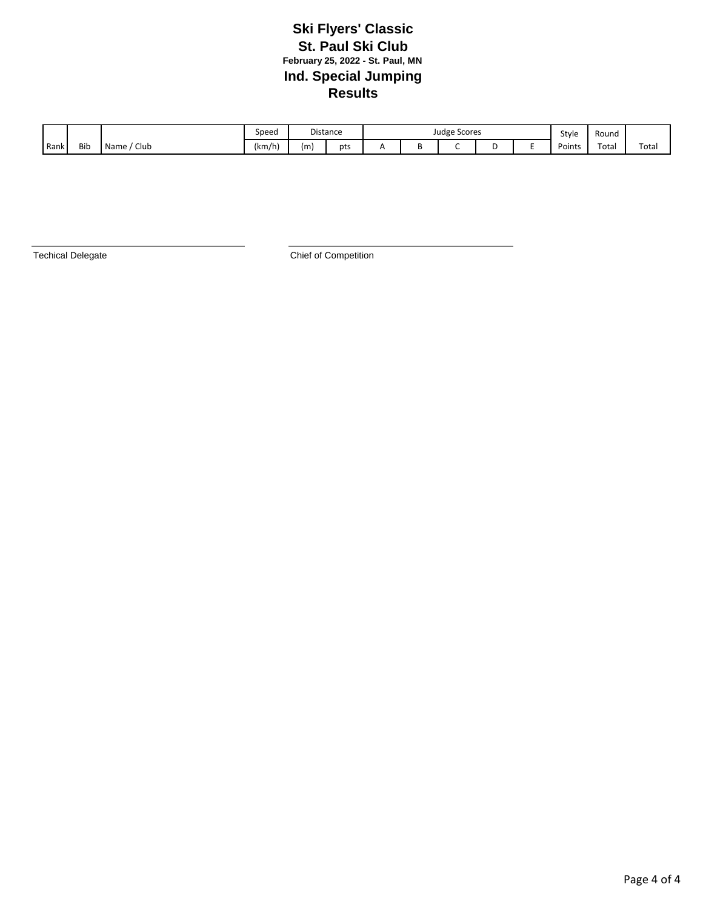# Ski Flyers' Classic

## St. Paul Ski Club

### February 25, 2022 - St. Paul, MN

## Ind. Special Jumping

## Results

| Rank | Bib | Name / Club | Speed (km/h) | Distance (m) | Distance pts | Judge Scores A | Judge Scores B | Judge Scores C | Judge Scores D | Judge Scores E | Style Points | Round Total | Total |
|---|---|---|---|---|---|---|---|---|---|---|---|---|---|

Techical Delegate

Chief of Competition